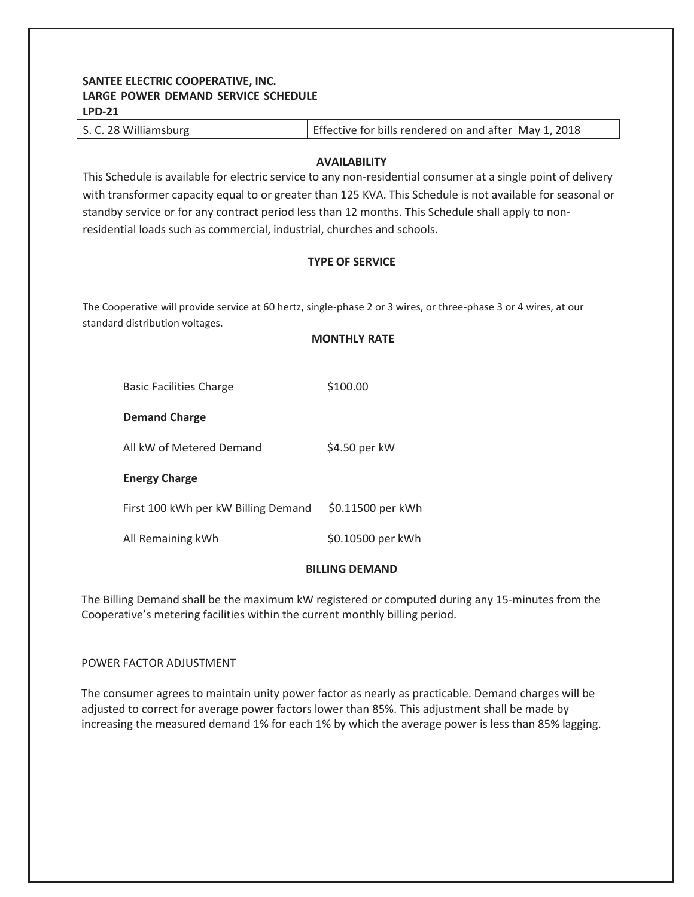**SANTEE ELECTRIC COOPERATIVE, INC.**
**LARGE POWER DEMAND SERVICE SCHEDULE**
**LPD-21**

| S. C. 28 Williamsburg | Effective for bills rendered on and after May 1, 2018 |
| --- | --- |

## AVAILABILITY

This Schedule is available for electric service to any non-residential consumer at a single point of delivery with transformer capacity equal to or greater than 125 KVA. This Schedule is not available for seasonal or standby service or for any contract period less than 12 months. This Schedule shall apply to non-residential loads such as commercial, industrial, churches and schools.

## TYPE OF SERVICE

The Cooperative will provide service at 60 hertz, single-phase 2 or 3 wires, or three-phase 3 or 4 wires, at our standard distribution voltages.

## MONTHLY RATE

| | |
| --- | --- |
| Basic Facilities Charge | $100.00 |
| **Demand Charge** | |
| All kW of Metered Demand | $4.50 per kW |
| **Energy Charge** | |
| First 100 kWh per kW Billing Demand | $0.11500 per kWh |
| All Remaining kWh | $0.10500 per kWh |

## BILLING DEMAND

The Billing Demand shall be the maximum kW registered or computed during any 15-minutes from the Cooperative's metering facilities within the current monthly billing period.

POWER FACTOR ADJUSTMENT

The consumer agrees to maintain unity power factor as nearly as practicable. Demand charges will be adjusted to correct for average power factors lower than 85%. This adjustment shall be made by increasing the measured demand 1% for each 1% by which the average power is less than 85% lagging.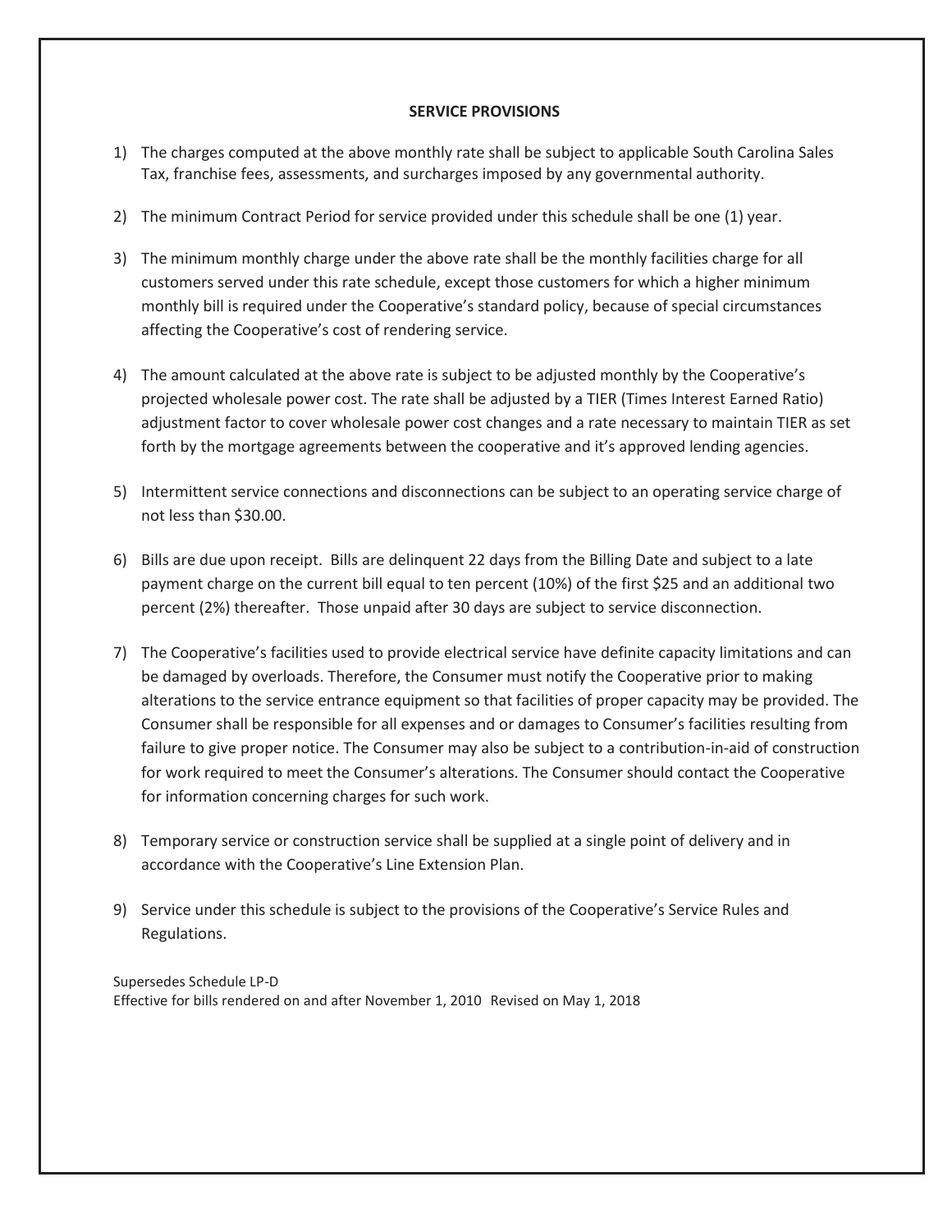**SERVICE PROVISIONS**

1) The charges computed at the above monthly rate shall be subject to applicable South Carolina Sales Tax, franchise fees, assessments, and surcharges imposed by any governmental authority.

2) The minimum Contract Period for service provided under this schedule shall be one (1) year.

3) The minimum monthly charge under the above rate shall be the monthly facilities charge for all customers served under this rate schedule, except those customers for which a higher minimum monthly bill is required under the Cooperative's standard policy, because of special circumstances affecting the Cooperative's cost of rendering service.

4) The amount calculated at the above rate is subject to be adjusted monthly by the Cooperative's projected wholesale power cost. The rate shall be adjusted by a TIER (Times Interest Earned Ratio) adjustment factor to cover wholesale power cost changes and a rate necessary to maintain TIER as set forth by the mortgage agreements between the cooperative and it's approved lending agencies.

5) Intermittent service connections and disconnections can be subject to an operating service charge of not less than $30.00.

6) Bills are due upon receipt. Bills are delinquent 22 days from the Billing Date and subject to a late payment charge on the current bill equal to ten percent (10%) of the first $25 and an additional two percent (2%) thereafter. Those unpaid after 30 days are subject to service disconnection.

7) The Cooperative's facilities used to provide electrical service have definite capacity limitations and can be damaged by overloads. Therefore, the Consumer must notify the Cooperative prior to making alterations to the service entrance equipment so that facilities of proper capacity may be provided. The Consumer shall be responsible for all expenses and or damages to Consumer's facilities resulting from failure to give proper notice. The Consumer may also be subject to a contribution-in-aid of construction for work required to meet the Consumer's alterations. The Consumer should contact the Cooperative for information concerning charges for such work.

8) Temporary service or construction service shall be supplied at a single point of delivery and in accordance with the Cooperative's Line Extension Plan.

9) Service under this schedule is subject to the provisions of the Cooperative's Service Rules and Regulations.

Supersedes Schedule LP-D
Effective for bills rendered on and after November 1, 2010 Revised on May 1, 2018